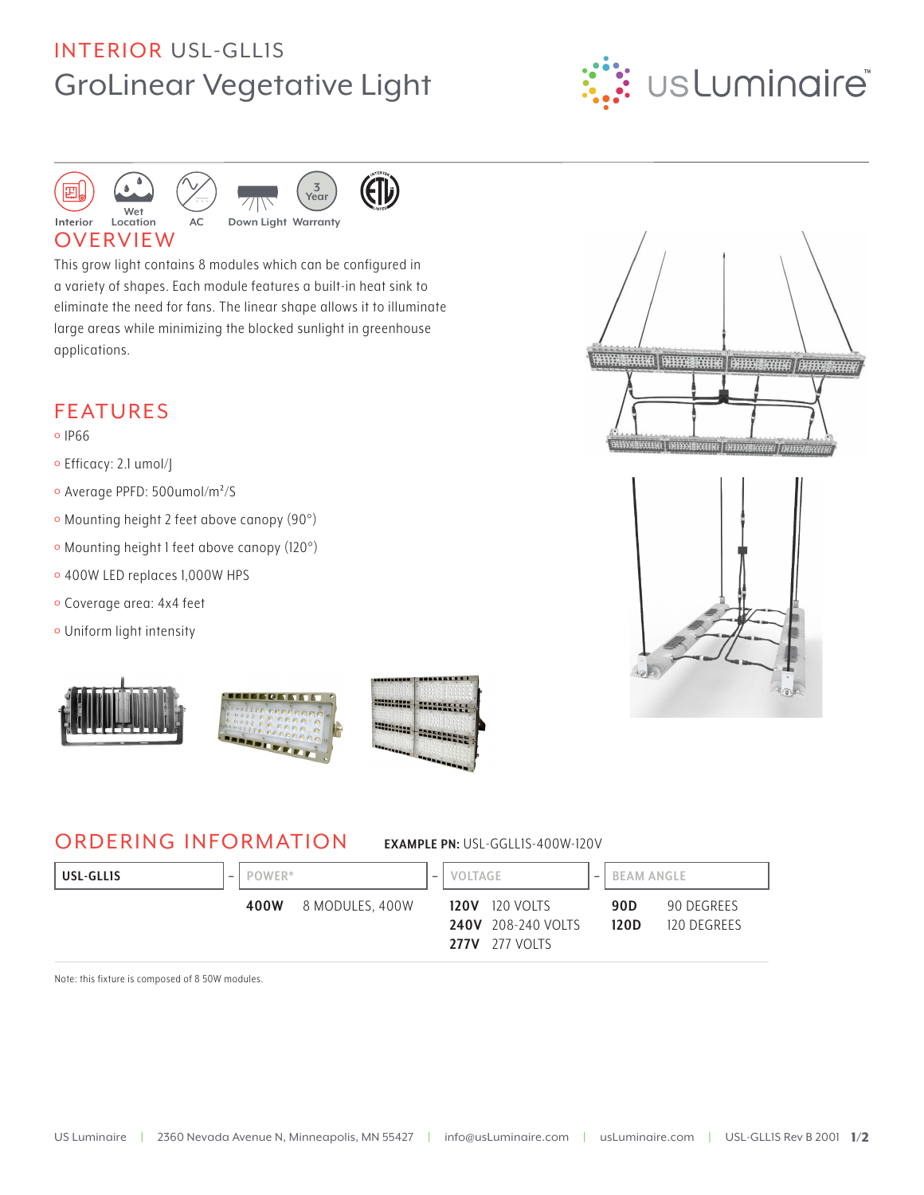# INTERIOR USL-GLL1S

## GroLinear Vegetative Light

usLuminaire™

Interior | Wet Location | AC | Down Light | 3 Year Warranty

## OVERVIEW

This grow light contains 8 modules which can be configured in a variety of shapes. Each module features a built-in heat sink to eliminate the need for fans. The linear shape allows it to illuminate large areas while minimizing the blocked sunlight in greenhouse applications.

## FEATURES

- IP66
- Efficacy: 2.1 umol/J
- Average PPFD: 500umol/m²/S
- Mounting height 2 feet above canopy (90°)
- Mounting height 1 feet above canopy (120°)
- 400W LED replaces 1,000W HPS
- Coverage area: 4x4 feet
- Uniform light intensity

## ORDERING INFORMATION

**EXAMPLE PN:** USL-GGLL1S-400W-120V

| USL-GLL1S | POWER* | VOLTAGE | BEAM ANGLE |
|---|---|---|---|
| | **400W** 8 MODULES, 400W | **120V** 120 VOLTS | **90D** 90 DEGREES |
| | | **240V** 208-240 VOLTS | **120D** 120 DEGREES |
| | | **277V** 277 VOLTS | |

Note: this fixture is composed of 8 50W modules.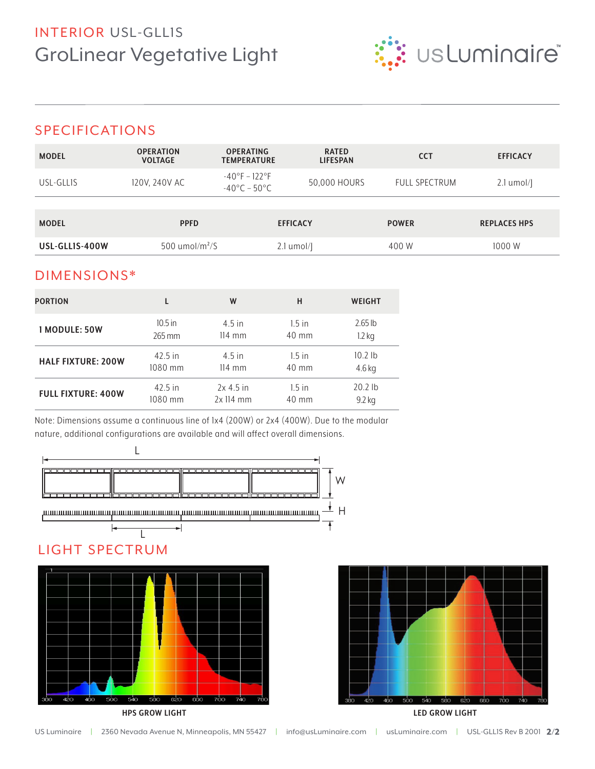# INTERIOR USL-GLLIS

## GroLinear Vegetative Light

## SPECIFICATIONS

| MODEL | OPERATION VOLTAGE | OPERATING TEMPERATURE | RATED LIFESPAN | CCT | EFFICACY |
|---|---|---|---|---|---|
| USL-GLLIS | 120V, 240V AC | -40°F – 122°F<br>-40°C – 50°C | 50,000 HOURS | FULL SPECTRUM | 2.1 umol/J |

| MODEL | PPFD | EFFICACY | POWER | REPLACES HPS |
|---|---|---|---|---|
| **USL-GLLIS-400W** | 500 umol/m²/S | 2.1 umol/J | 400 W | 1000 W |

## DIMENSIONS*

| PORTION | L | W | H | WEIGHT |
|---|---|---|---|---|
| **1 MODULE: 50W** | 10.5 in<br>265 mm | 4.5 in<br>114 mm | 1.5 in<br>40 mm | 2.65 lb<br>1.2 kg |
| **HALF FIXTURE: 200W** | 42.5 in<br>1080 mm | 4.5 in<br>114 mm | 1.5 in<br>40 mm | 10.2 lb<br>4.6 kg |
| **FULL FIXTURE: 400W** | 42.5 in<br>1080 mm | 2x 4.5 in<br>2x 114 mm | 1.5 in<br>40 mm | 20.2 lb<br>9.2 kg |

Note: Dimensions assume a continuous line of 1x4 (200W) or 2x4 (400W). Due to the modular nature, additional configurations are available and will affect overall dimensions.

L
W
H
L

## LIGHT SPECTRUM

1
380 420 460 500 540 580 620 660 700 740 780

**HPS GROW LIGHT**

380 420 460 500 540 580 620 660 700 740 780

**LED GROW LIGHT**